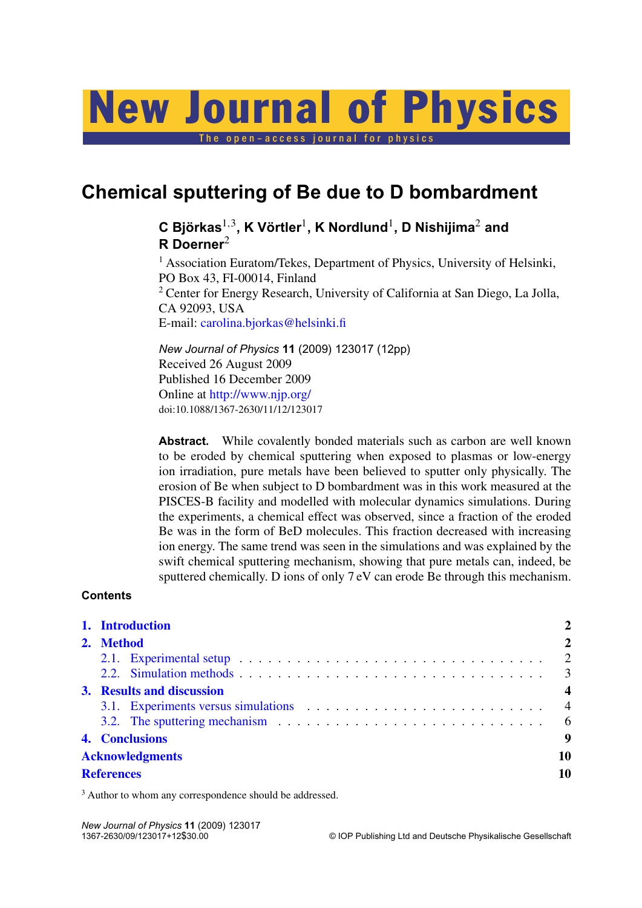# New Journal of Physics

The open-access journal for physics

## Chemical sputtering of Be due to D bombardment

**C Björkas[1,3], K Vörtler[1], K Nordlund[1], D Nishijima[2] and R Doerner[2]**

[1] Association Euratom/Tekes, Department of Physics, University of Helsinki, PO Box 43, FI-00014, Finland
[2] Center for Energy Research, University of California at San Diego, La Jolla, CA 92093, USA
E-mail: carolina.bjorkas@helsinki.fi

*New Journal of Physics* **11** (2009) 123017 (12pp)
Received 26 August 2009
Published 16 December 2009
Online at http://www.njp.org/
doi:10.1088/1367-2630/11/12/123017

**Abstract.** While covalently bonded materials such as carbon are well known to be eroded by chemical sputtering when exposed to plasmas or low-energy ion irradiation, pure metals have been believed to sputter only physically. The erosion of Be when subject to D bombardment was in this work measured at the PISCES-B facility and modelled with molecular dynamics simulations. During the experiments, a chemical effect was observed, since a fraction of the eroded Be was in the form of BeD molecules. This fraction decreased with increasing ion energy. The same trend was seen in the simulations and was explained by the swift chemical sputtering mechanism, showing that pure metals can, indeed, be sputtered chemically. D ions of only 7 eV can erode Be through this mechanism.

**Contents**

| | |
|---|---|
| **1. Introduction** | **2** |
| **2. Method** | **2** |
| 2.1. Experimental setup | 2 |
| 2.2. Simulation methods | 3 |
| **3. Results and discussion** | **4** |
| 3.1. Experiments versus simulations | 4 |
| 3.2. The sputtering mechanism | 6 |
| **4. Conclusions** | **9** |
| **Acknowledgments** | **10** |
| **References** | **10** |

[3] Author to whom any correspondence should be addressed.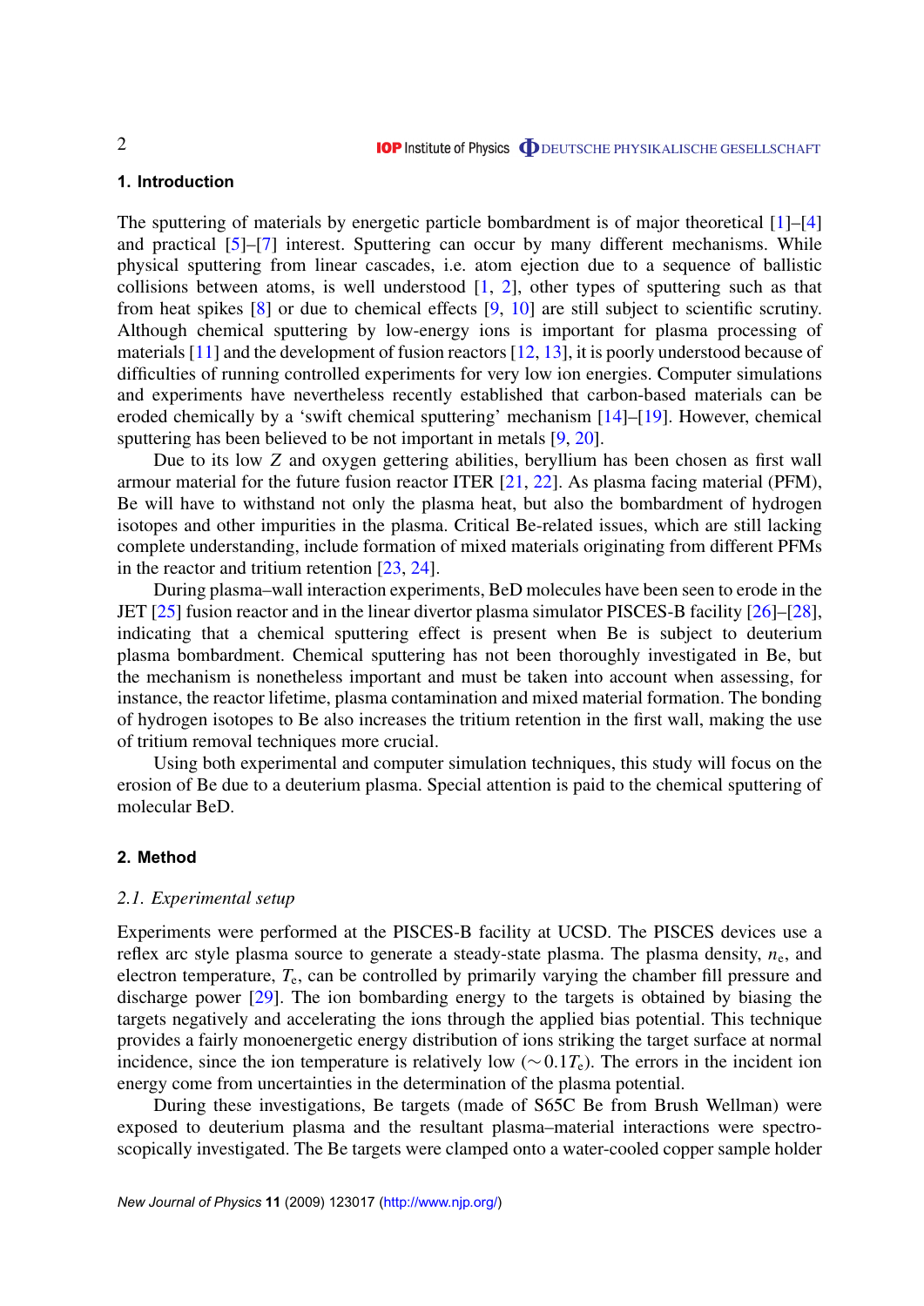## 1. Introduction

The sputtering of materials by energetic particle bombardment is of major theoretical [1]–[4] and practical [5]–[7] interest. Sputtering can occur by many different mechanisms. While physical sputtering from linear cascades, i.e. atom ejection due to a sequence of ballistic collisions between atoms, is well understood [1, 2], other types of sputtering such as that from heat spikes [8] or due to chemical effects [9, 10] are still subject to scientific scrutiny. Although chemical sputtering by low-energy ions is important for plasma processing of materials [11] and the development of fusion reactors [12, 13], it is poorly understood because of difficulties of running controlled experiments for very low ion energies. Computer simulations and experiments have nevertheless recently established that carbon-based materials can be eroded chemically by a 'swift chemical sputtering' mechanism [14]–[19]. However, chemical sputtering has been believed to be not important in metals [9, 20].

Due to its low $Z$ and oxygen gettering abilities, beryllium has been chosen as first wall armour material for the future fusion reactor ITER [21, 22]. As plasma facing material (PFM), Be will have to withstand not only the plasma heat, but also the bombardment of hydrogen isotopes and other impurities in the plasma. Critical Be-related issues, which are still lacking complete understanding, include formation of mixed materials originating from different PFMs in the reactor and tritium retention [23, 24].

During plasma–wall interaction experiments, BeD molecules have been seen to erode in the JET [25] fusion reactor and in the linear divertor plasma simulator PISCES-B facility [26]–[28], indicating that a chemical sputtering effect is present when Be is subject to deuterium plasma bombardment. Chemical sputtering has not been thoroughly investigated in Be, but the mechanism is nonetheless important and must be taken into account when assessing, for instance, the reactor lifetime, plasma contamination and mixed material formation. The bonding of hydrogen isotopes to Be also increases the tritium retention in the first wall, making the use of tritium removal techniques more crucial.

Using both experimental and computer simulation techniques, this study will focus on the erosion of Be due to a deuterium plasma. Special attention is paid to the chemical sputtering of molecular BeD.

## 2. Method

### 2.1. Experimental setup

Experiments were performed at the PISCES-B facility at UCSD. The PISCES devices use a reflex arc style plasma source to generate a steady-state plasma. The plasma density, $n_e$, and electron temperature, $T_e$, can be controlled by primarily varying the chamber fill pressure and discharge power [29]. The ion bombarding energy to the targets is obtained by biasing the targets negatively and accelerating the ions through the applied bias potential. This technique provides a fairly monoenergetic energy distribution of ions striking the target surface at normal incidence, since the ion temperature is relatively low ($\sim 0.1T_e$). The errors in the incident ion energy come from uncertainties in the determination of the plasma potential.

During these investigations, Be targets (made of S65C Be from Brush Wellman) were exposed to deuterium plasma and the resultant plasma–material interactions were spectroscopically investigated. The Be targets were clamped onto a water-cooled copper sample holder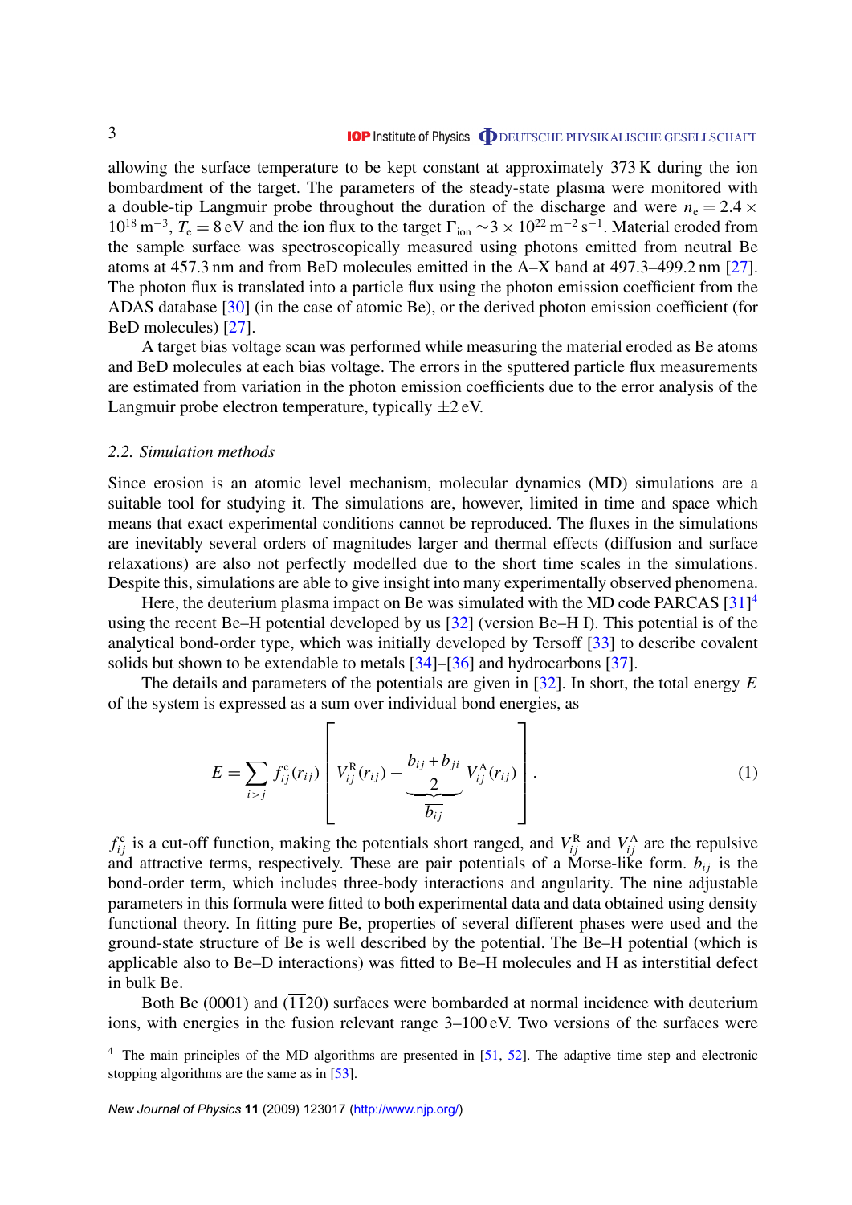allowing the surface temperature to be kept constant at approximately 373 K during the ion bombardment of the target. The parameters of the steady-state plasma were monitored with a double-tip Langmuir probe throughout the duration of the discharge and were $n_e = 2.4 \times 10^{18}\,\mathrm{m}^{-3}$, $T_e = 8\,\mathrm{eV}$ and the ion flux to the target $\Gamma_{\mathrm{ion}} \sim 3 \times 10^{22}\,\mathrm{m}^{-2}\,\mathrm{s}^{-1}$. Material eroded from the sample surface was spectroscopically measured using photons emitted from neutral Be atoms at 457.3 nm and from BeD molecules emitted in the A–X band at 497.3–499.2 nm [27]. The photon flux is translated into a particle flux using the photon emission coefficient from the ADAS database [30] (in the case of atomic Be), or the derived photon emission coefficient (for BeD molecules) [27].

A target bias voltage scan was performed while measuring the material eroded as Be atoms and BeD molecules at each bias voltage. The errors in the sputtered particle flux measurements are estimated from variation in the photon emission coefficients due to the error analysis of the Langmuir probe electron temperature, typically ±2 eV.

### *2.2. Simulation methods*

Since erosion is an atomic level mechanism, molecular dynamics (MD) simulations are a suitable tool for studying it. The simulations are, however, limited in time and space which means that exact experimental conditions cannot be reproduced. The fluxes in the simulations are inevitably several orders of magnitudes larger and thermal effects (diffusion and surface relaxations) are also not perfectly modelled due to the short time scales in the simulations. Despite this, simulations are able to give insight into many experimentally observed phenomena.

Here, the deuterium plasma impact on Be was simulated with the MD code PARCAS [31][4] using the recent Be–H potential developed by us [32] (version Be–H I). This potential is of the analytical bond-order type, which was initially developed by Tersoff [33] to describe covalent solids but shown to be extendable to metals [34]–[36] and hydrocarbons [37].

The details and parameters of the potentials are given in [32]. In short, the total energy $E$ of the system is expressed as a sum over individual bond energies, as

$$E = \sum_{i>j} f_{ij}^{\mathrm{c}}(r_{ij}) \left[ V_{ij}^{\mathrm{R}}(r_{ij}) - \underbrace{\frac{b_{ij} + b_{ji}}{2}}_{\overline{b_{ij}}} V_{ij}^{\mathrm{A}}(r_{ij}) \right]. \tag{1}$$

$f_{ij}^{\mathrm{c}}$ is a cut-off function, making the potentials short ranged, and $V_{ij}^{\mathrm{R}}$ and $V_{ij}^{\mathrm{A}}$ are the repulsive and attractive terms, respectively. These are pair potentials of a Morse-like form. $b_{ij}$ is the bond-order term, which includes three-body interactions and angularity. The nine adjustable parameters in this formula were fitted to both experimental data and data obtained using density functional theory. In fitting pure Be, properties of several different phases were used and the ground-state structure of Be is well described by the potential. The Be–H potential (which is applicable also to Be–D interactions) was fitted to Be–H molecules and H as interstitial defect in bulk Be.

Both Be (0001) and ($\overline{1}\overline{1}20$) surfaces were bombarded at normal incidence with deuterium ions, with energies in the fusion relevant range 3–100 eV. Two versions of the surfaces were

[4] The main principles of the MD algorithms are presented in [51, 52]. The adaptive time step and electronic stopping algorithms are the same as in [53].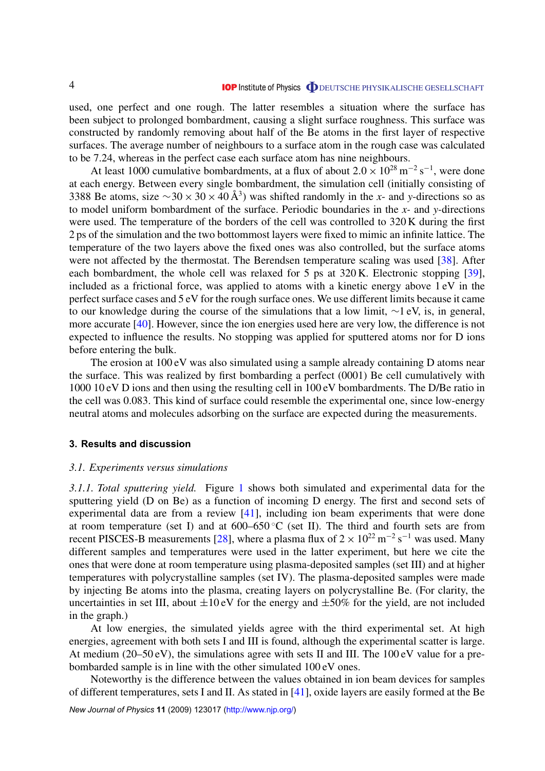used, one perfect and one rough. The latter resembles a situation where the surface has been subject to prolonged bombardment, causing a slight surface roughness. This surface was constructed by randomly removing about half of the Be atoms in the first layer of respective surfaces. The average number of neighbours to a surface atom in the rough case was calculated to be 7.24, whereas in the perfect case each surface atom has nine neighbours.

At least 1000 cumulative bombardments, at a flux of about $2.0 \times 10^{28}$ m$^{-2}$ s$^{-1}$, were done at each energy. Between every single bombardment, the simulation cell (initially consisting of 3388 Be atoms, size $\sim 30 \times 30 \times 40$ Å$^3$) was shifted randomly in the *x*- and *y*-directions so as to model uniform bombardment of the surface. Periodic boundaries in the *x*- and *y*-directions were used. The temperature of the borders of the cell was controlled to 320 K during the first 2 ps of the simulation and the two bottommost layers were fixed to mimic an infinite lattice. The temperature of the two layers above the fixed ones was also controlled, but the surface atoms were not affected by the thermostat. The Berendsen temperature scaling was used [38]. After each bombardment, the whole cell was relaxed for 5 ps at 320 K. Electronic stopping [39], included as a frictional force, was applied to atoms with a kinetic energy above 1 eV in the perfect surface cases and 5 eV for the rough surface ones. We use different limits because it came to our knowledge during the course of the simulations that a low limit, $\sim$1 eV, is, in general, more accurate [40]. However, since the ion energies used here are very low, the difference is not expected to influence the results. No stopping was applied for sputtered atoms nor for D ions before entering the bulk.

The erosion at 100 eV was also simulated using a sample already containing D atoms near the surface. This was realized by first bombarding a perfect (0001) Be cell cumulatively with 1000 10 eV D ions and then using the resulting cell in 100 eV bombardments. The D/Be ratio in the cell was 0.083. This kind of surface could resemble the experimental one, since low-energy neutral atoms and molecules adsorbing on the surface are expected during the measurements.

## 3. Results and discussion

### *3.1. Experiments versus simulations*

*3.1.1. Total sputtering yield.* Figure 1 shows both simulated and experimental data for the sputtering yield (D on Be) as a function of incoming D energy. The first and second sets of experimental data are from a review [41], including ion beam experiments that were done at room temperature (set I) and at 600–650 °C (set II). The third and fourth sets are from recent PISCES-B measurements [28], where a plasma flux of $2 \times 10^{22}$ m$^{-2}$ s$^{-1}$ was used. Many different samples and temperatures were used in the latter experiment, but here we cite the ones that were done at room temperature using plasma-deposited samples (set III) and at higher temperatures with polycrystalline samples (set IV). The plasma-deposited samples were made by injecting Be atoms into the plasma, creating layers on polycrystalline Be. (For clarity, the uncertainties in set III, about $\pm$10 eV for the energy and $\pm$50% for the yield, are not included in the graph.)

At low energies, the simulated yields agree with the third experimental set. At high energies, agreement with both sets I and III is found, although the experimental scatter is large. At medium (20–50 eV), the simulations agree with sets II and III. The 100 eV value for a pre-bombarded sample is in line with the other simulated 100 eV ones.

Noteworthy is the difference between the values obtained in ion beam devices for samples of different temperatures, sets I and II. As stated in [41], oxide layers are easily formed at the Be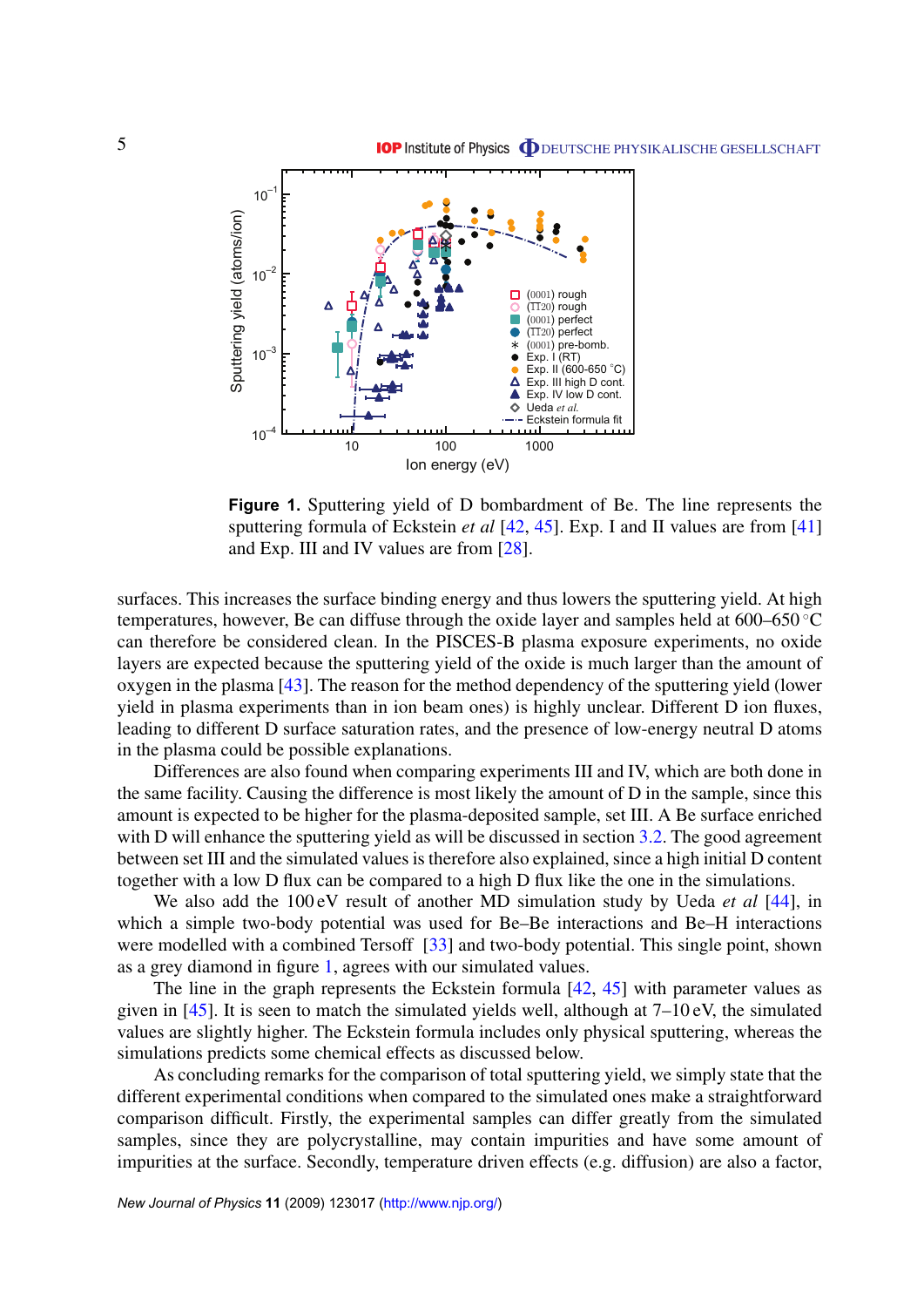**Figure 1.** Sputtering yield of D bombardment of Be. The line represents the sputtering formula of Eckstein *et al* [42, 45]. Exp. I and II values are from [41] and Exp. III and IV values are from [28].

surfaces. This increases the surface binding energy and thus lowers the sputtering yield. At high temperatures, however, Be can diffuse through the oxide layer and samples held at 600–650 °C can therefore be considered clean. In the PISCES-B plasma exposure experiments, no oxide layers are expected because the sputtering yield of the oxide is much larger than the amount of oxygen in the plasma [43]. The reason for the method dependency of the sputtering yield (lower yield in plasma experiments than in ion beam ones) is highly unclear. Different D ion fluxes, leading to different D surface saturation rates, and the presence of low-energy neutral D atoms in the plasma could be possible explanations.

Differences are also found when comparing experiments III and IV, which are both done in the same facility. Causing the difference is most likely the amount of D in the sample, since this amount is expected to be higher for the plasma-deposited sample, set III. A Be surface enriched with D will enhance the sputtering yield as will be discussed in section 3.2. The good agreement between set III and the simulated values is therefore also explained, since a high initial D content together with a low D flux can be compared to a high D flux like the one in the simulations.

We also add the 100 eV result of another MD simulation study by Ueda *et al* [44], in which a simple two-body potential was used for Be–Be interactions and Be–H interactions were modelled with a combined Tersoff [33] and two-body potential. This single point, shown as a grey diamond in figure 1, agrees with our simulated values.

The line in the graph represents the Eckstein formula [42, 45] with parameter values as given in [45]. It is seen to match the simulated yields well, although at 7–10 eV, the simulated values are slightly higher. The Eckstein formula includes only physical sputtering, whereas the simulations predicts some chemical effects as discussed below.

As concluding remarks for the comparison of total sputtering yield, we simply state that the different experimental conditions when compared to the simulated ones make a straightforward comparison difficult. Firstly, the experimental samples can differ greatly from the simulated samples, since they are polycrystalline, may contain impurities and have some amount of impurities at the surface. Secondly, temperature driven effects (e.g. diffusion) are also a factor,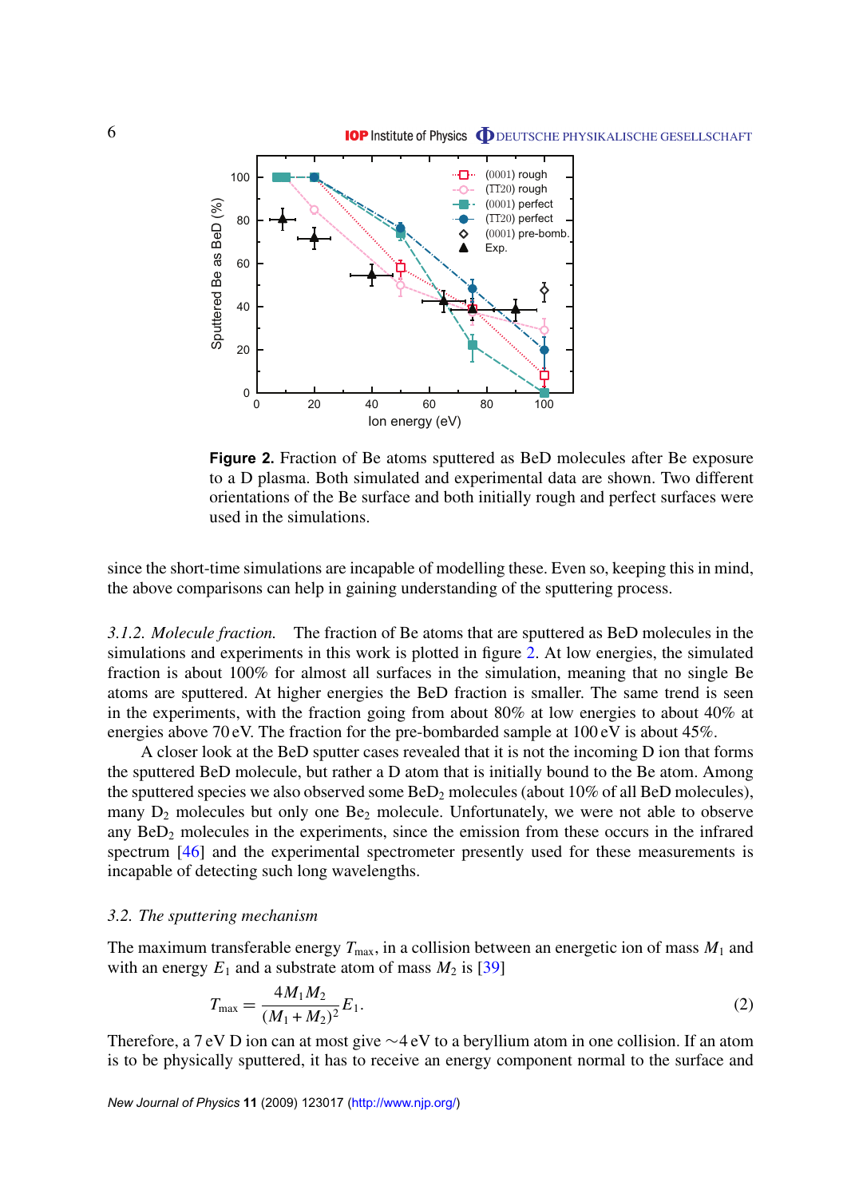Figure 2. Fraction of Be atoms sputtered as BeD molecules after Be exposure to a D plasma. Both simulated and experimental data are shown. Two different orientations of the Be surface and both initially rough and perfect surfaces were used in the simulations.

since the short-time simulations are incapable of modelling these. Even so, keeping this in mind, the above comparisons can help in gaining understanding of the sputtering process.

*3.1.2. Molecule fraction.* The fraction of Be atoms that are sputtered as BeD molecules in the simulations and experiments in this work is plotted in figure 2. At low energies, the simulated fraction is about 100% for almost all surfaces in the simulation, meaning that no single Be atoms are sputtered. At higher energies the BeD fraction is smaller. The same trend is seen in the experiments, with the fraction going from about 80% at low energies to about 40% at energies above 70 eV. The fraction for the pre-bombarded sample at 100 eV is about 45%.

A closer look at the BeD sputter cases revealed that it is not the incoming D ion that forms the sputtered BeD molecule, but rather a D atom that is initially bound to the Be atom. Among the sputtered species we also observed some $BeD_2$ molecules (about 10% of all BeD molecules), many $D_2$ molecules but only one $Be_2$ molecule. Unfortunately, we were not able to observe any $BeD_2$ molecules in the experiments, since the emission from these occurs in the infrared spectrum [46] and the experimental spectrometer presently used for these measurements is incapable of detecting such long wavelengths.

### 3.2. The sputtering mechanism

The maximum transferable energy $T_{max}$, in a collision between an energetic ion of mass $M_1$ and with an energy $E_1$ and a substrate atom of mass $M_2$ is [39]

$$T_{max} = \frac{4M_1M_2}{(M_1+M_2)^2}E_1. \tag{2}$$

Therefore, a 7 eV D ion can at most give ∼4 eV to a beryllium atom in one collision. If an atom is to be physically sputtered, it has to receive an energy component normal to the surface and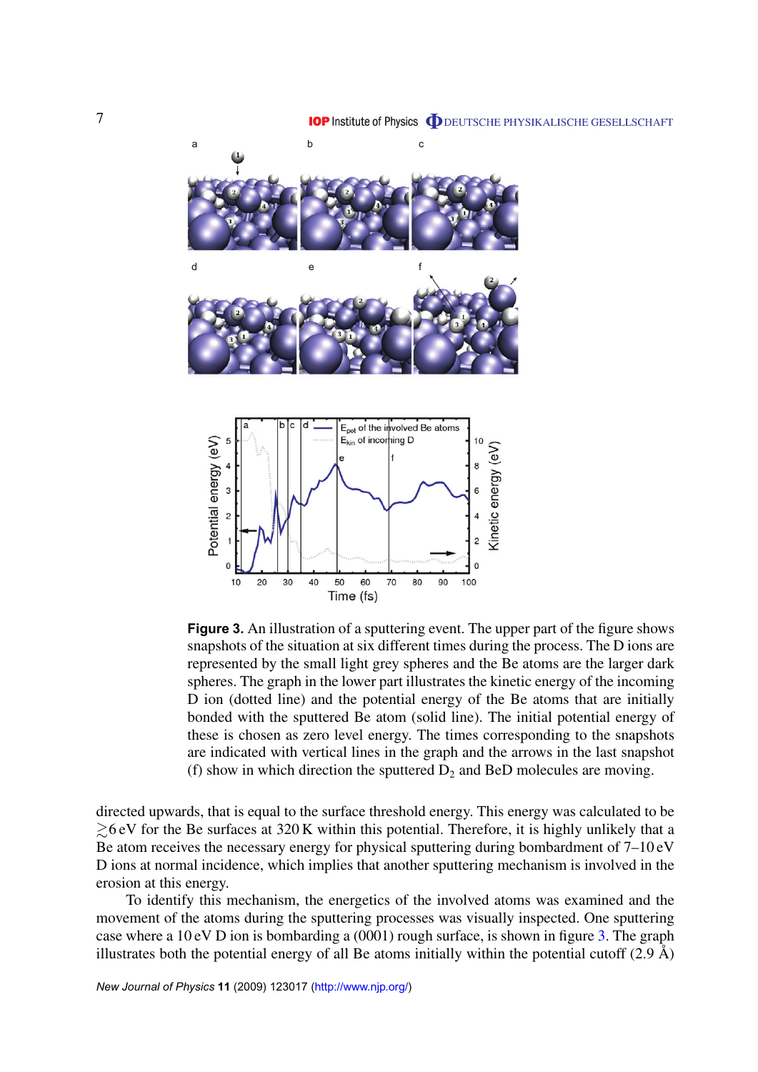**Figure 3.** An illustration of a sputtering event. The upper part of the figure shows snapshots of the situation at six different times during the process. The D ions are represented by the small light grey spheres and the Be atoms are the larger dark spheres. The graph in the lower part illustrates the kinetic energy of the incoming D ion (dotted line) and the potential energy of the Be atoms that are initially bonded with the sputtered Be atom (solid line). The initial potential energy of these is chosen as zero level energy. The times corresponding to the snapshots are indicated with vertical lines in the graph and the arrows in the last snapshot (f) show in which direction the sputtered $D_2$ and BeD molecules are moving.

directed upwards, that is equal to the surface threshold energy. This energy was calculated to be $\gtrsim$6 eV for the Be surfaces at 320 K within this potential. Therefore, it is highly unlikely that a Be atom receives the necessary energy for physical sputtering during bombardment of 7–10 eV D ions at normal incidence, which implies that another sputtering mechanism is involved in the erosion at this energy.

To identify this mechanism, the energetics of the involved atoms was examined and the movement of the atoms during the sputtering processes was visually inspected. One sputtering case where a 10 eV D ion is bombarding a (0001) rough surface, is shown in figure 3. The graph illustrates both the potential energy of all Be atoms initially within the potential cutoff (2.9 Å)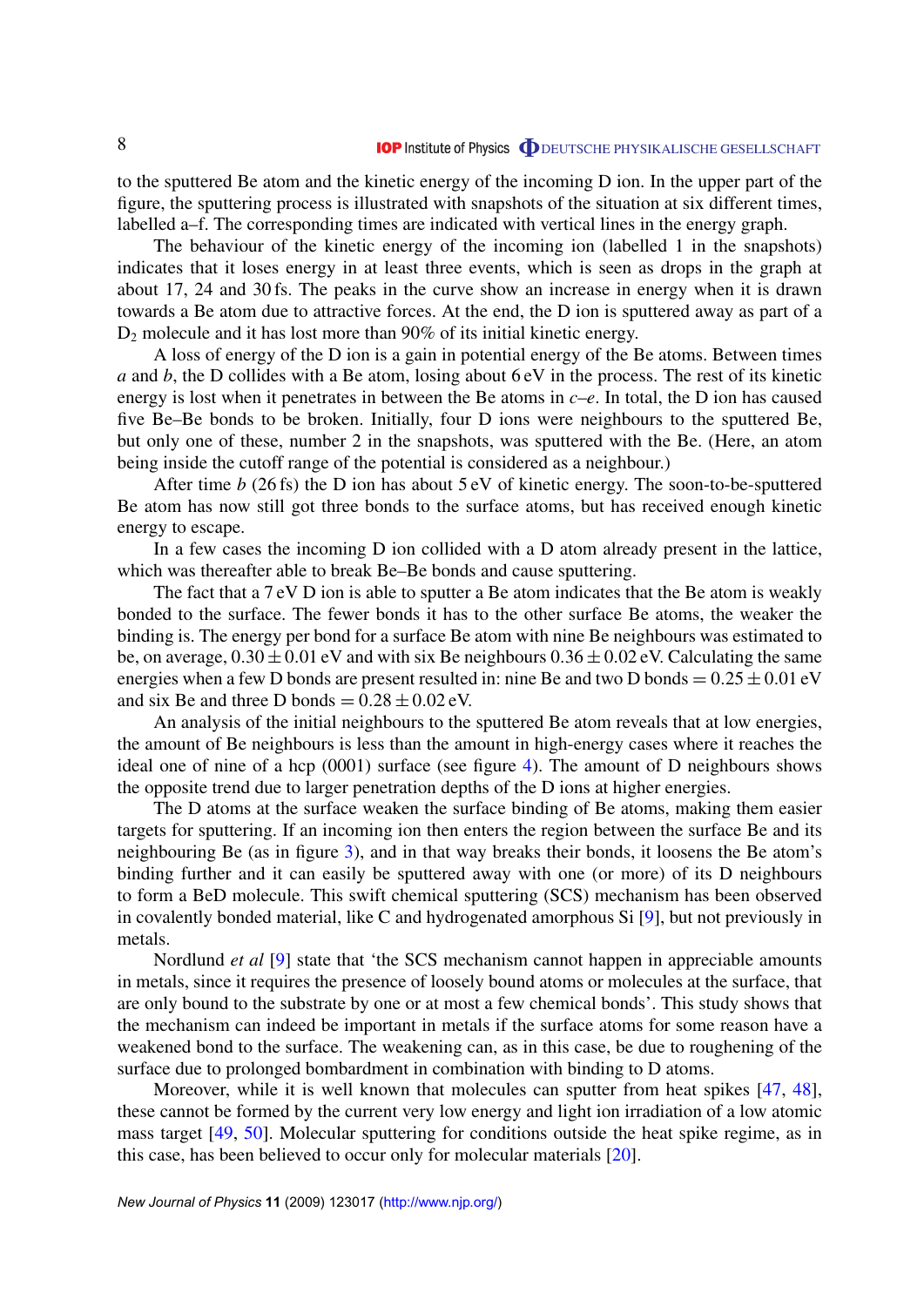to the sputtered Be atom and the kinetic energy of the incoming D ion. In the upper part of the figure, the sputtering process is illustrated with snapshots of the situation at six different times, labelled a–f. The corresponding times are indicated with vertical lines in the energy graph.

The behaviour of the kinetic energy of the incoming ion (labelled 1 in the snapshots) indicates that it loses energy in at least three events, which is seen as drops in the graph at about 17, 24 and 30 fs. The peaks in the curve show an increase in energy when it is drawn towards a Be atom due to attractive forces. At the end, the D ion is sputtered away as part of a $D_2$ molecule and it has lost more than 90% of its initial kinetic energy.

A loss of energy of the D ion is a gain in potential energy of the Be atoms. Between times *a* and *b*, the D collides with a Be atom, losing about 6 eV in the process. The rest of its kinetic energy is lost when it penetrates in between the Be atoms in *c*–*e*. In total, the D ion has caused five Be–Be bonds to be broken. Initially, four D ions were neighbours to the sputtered Be, but only one of these, number 2 in the snapshots, was sputtered with the Be. (Here, an atom being inside the cutoff range of the potential is considered as a neighbour.)

After time *b* (26 fs) the D ion has about 5 eV of kinetic energy. The soon-to-be-sputtered Be atom has now still got three bonds to the surface atoms, but has received enough kinetic energy to escape.

In a few cases the incoming D ion collided with a D atom already present in the lattice, which was thereafter able to break Be–Be bonds and cause sputtering.

The fact that a 7 eV D ion is able to sputter a Be atom indicates that the Be atom is weakly bonded to the surface. The fewer bonds it has to the other surface Be atoms, the weaker the binding is. The energy per bond for a surface Be atom with nine Be neighbours was estimated to be, on average, $0.30 \pm 0.01$ eV and with six Be neighbours $0.36 \pm 0.02$ eV. Calculating the same energies when a few D bonds are present resulted in: nine Be and two D bonds $= 0.25 \pm 0.01$ eV and six Be and three D bonds $= 0.28 \pm 0.02$ eV.

An analysis of the initial neighbours to the sputtered Be atom reveals that at low energies, the amount of Be neighbours is less than the amount in high-energy cases where it reaches the ideal one of nine of a hcp (0001) surface (see figure 4). The amount of D neighbours shows the opposite trend due to larger penetration depths of the D ions at higher energies.

The D atoms at the surface weaken the surface binding of Be atoms, making them easier targets for sputtering. If an incoming ion then enters the region between the surface Be and its neighbouring Be (as in figure 3), and in that way breaks their bonds, it loosens the Be atom's binding further and it can easily be sputtered away with one (or more) of its D neighbours to form a BeD molecule. This swift chemical sputtering (SCS) mechanism has been observed in covalently bonded material, like C and hydrogenated amorphous Si [9], but not previously in metals.

Nordlund *et al* [9] state that 'the SCS mechanism cannot happen in appreciable amounts in metals, since it requires the presence of loosely bound atoms or molecules at the surface, that are only bound to the substrate by one or at most a few chemical bonds'. This study shows that the mechanism can indeed be important in metals if the surface atoms for some reason have a weakened bond to the surface. The weakening can, as in this case, be due to roughening of the surface due to prolonged bombardment in combination with binding to D atoms.

Moreover, while it is well known that molecules can sputter from heat spikes [47, 48], these cannot be formed by the current very low energy and light ion irradiation of a low atomic mass target [49, 50]. Molecular sputtering for conditions outside the heat spike regime, as in this case, has been believed to occur only for molecular materials [20].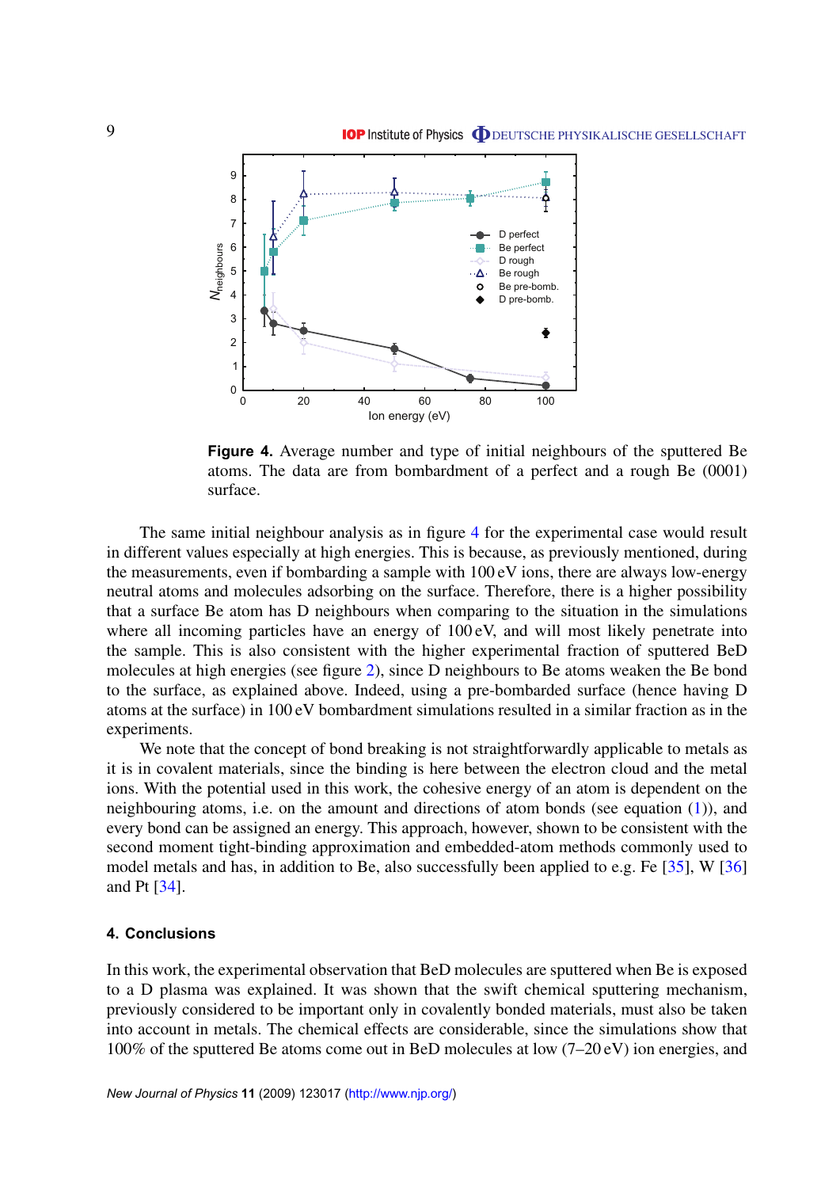**Figure 4.** Average number and type of initial neighbours of the sputtered Be atoms. The data are from bombardment of a perfect and a rough Be (0001) surface.

The same initial neighbour analysis as in figure 4 for the experimental case would result in different values especially at high energies. This is because, as previously mentioned, during the measurements, even if bombarding a sample with 100 eV ions, there are always low-energy neutral atoms and molecules adsorbing on the surface. Therefore, there is a higher possibility that a surface Be atom has D neighbours when comparing to the situation in the simulations where all incoming particles have an energy of 100 eV, and will most likely penetrate into the sample. This is also consistent with the higher experimental fraction of sputtered BeD molecules at high energies (see figure 2), since D neighbours to Be atoms weaken the Be bond to the surface, as explained above. Indeed, using a pre-bombarded surface (hence having D atoms at the surface) in 100 eV bombardment simulations resulted in a similar fraction as in the experiments.

We note that the concept of bond breaking is not straightforwardly applicable to metals as it is in covalent materials, since the binding is here between the electron cloud and the metal ions. With the potential used in this work, the cohesive energy of an atom is dependent on the neighbouring atoms, i.e. on the amount and directions of atom bonds (see equation (1)), and every bond can be assigned an energy. This approach, however, shown to be consistent with the second moment tight-binding approximation and embedded-atom methods commonly used to model metals and has, in addition to Be, also successfully been applied to e.g. Fe [35], W [36] and Pt [34].

## 4. Conclusions

In this work, the experimental observation that BeD molecules are sputtered when Be is exposed to a D plasma was explained. It was shown that the swift chemical sputtering mechanism, previously considered to be important only in covalently bonded materials, must also be taken into account in metals. The chemical effects are considerable, since the simulations show that 100% of the sputtered Be atoms come out in BeD molecules at low (7–20 eV) ion energies, and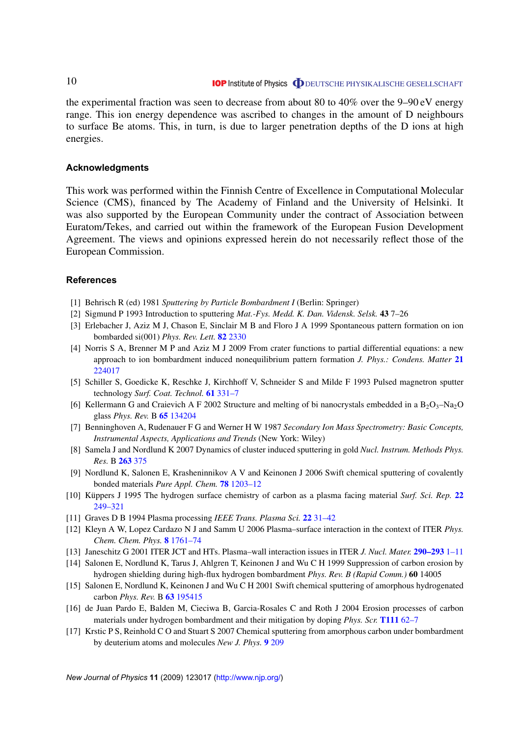the experimental fraction was seen to decrease from about 80 to 40% over the 9–90 eV energy range. This ion energy dependence was ascribed to changes in the amount of D neighbours to surface Be atoms. This, in turn, is due to larger penetration depths of the D ions at high energies.

## Acknowledgments

This work was performed within the Finnish Centre of Excellence in Computational Molecular Science (CMS), financed by The Academy of Finland and the University of Helsinki. It was also supported by the European Community under the contract of Association between Euratom/Tekes, and carried out within the framework of the European Fusion Development Agreement. The views and opinions expressed herein do not necessarily reflect those of the European Commission.

## References

[1] Behrisch R (ed) 1981 *Sputtering by Particle Bombardment I* (Berlin: Springer)

[2] Sigmund P 1993 Introduction to sputtering *Mat.-Fys. Medd. K. Dan. Vidensk. Selsk.* **43** 7–26

[3] Erlebacher J, Aziz M J, Chason E, Sinclair M B and Floro J A 1999 Spontaneous pattern formation on ion bombarded si(001) *Phys. Rev. Lett.* **82** 2330

[4] Norris S A, Brenner M P and Aziz M J 2009 From crater functions to partial differential equations: a new approach to ion bombardment induced nonequilibrium pattern formation *J. Phys.: Condens. Matter* **21** 224017

[5] Schiller S, Goedicke K, Reschke J, Kirchhoff V, Schneider S and Milde F 1993 Pulsed magnetron sputter technology *Surf. Coat. Technol.* **61** 331–7

[6] Kellermann G and Craievich A F 2002 Structure and melting of bi nanocrystals embedded in a $B_2O_3$–$Na_2O$ glass *Phys. Rev.* B **65** 134204

[7] Benninghoven A, Rudenauer F G and Werner H W 1987 *Secondary Ion Mass Spectrometry: Basic Concepts, Instrumental Aspects, Applications and Trends* (New York: Wiley)

[8] Samela J and Nordlund K 2007 Dynamics of cluster induced sputtering in gold *Nucl. Instrum. Methods Phys. Res.* B **263** 375

[9] Nordlund K, Salonen E, Krasheninnikov A V and Keinonen J 2006 Swift chemical sputtering of covalently bonded materials *Pure Appl. Chem.* **78** 1203–12

[10] Küppers J 1995 The hydrogen surface chemistry of carbon as a plasma facing material *Surf. Sci. Rep.* **22** 249–321

[11] Graves D B 1994 Plasma processing *IEEE Trans. Plasma Sci.* **22** 31–42

[12] Kleyn A W, Lopez Cardazo N J and Samm U 2006 Plasma–surface interaction in the context of ITER *Phys. Chem. Chem. Phys.* **8** 1761–74

[13] Janeschitz G 2001 ITER JCT and HTs. Plasma–wall interaction issues in ITER *J. Nucl. Mater.* **290–293** 1–11

[14] Salonen E, Nordlund K, Tarus J, Ahlgren T, Keinonen J and Wu C H 1999 Suppression of carbon erosion by hydrogen shielding during high-flux hydrogen bombardment *Phys. Rev. B (Rapid Comm.)* **60** 14005

[15] Salonen E, Nordlund K, Keinonen J and Wu C H 2001 Swift chemical sputtering of amorphous hydrogenated carbon *Phys. Rev.* B **63** 195415

[16] de Juan Pardo E, Balden M, Cieciwa B, Garcia-Rosales C and Roth J 2004 Erosion processes of carbon materials under hydrogen bombardment and their mitigation by doping *Phys. Scr.* **T111** 62–7

[17] Krstic P S, Reinhold C O and Stuart S 2007 Chemical sputtering from amorphous carbon under bombardment by deuterium atoms and molecules *New J. Phys.* **9** 209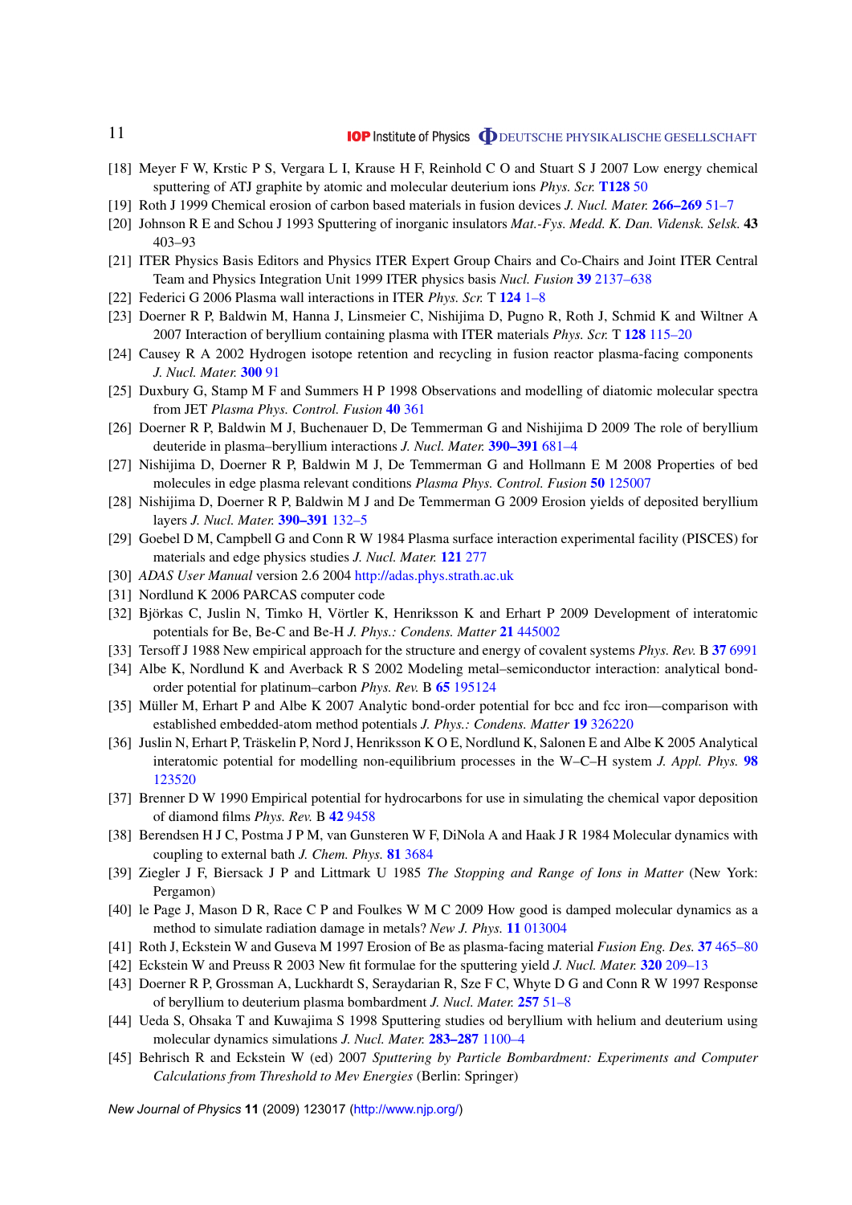[18] Meyer F W, Krstic P S, Vergara L I, Krause H F, Reinhold C O and Stuart S J 2007 Low energy chemical sputtering of ATJ graphite by atomic and molecular deuterium ions *Phys. Scr.* **T128** 50

[19] Roth J 1999 Chemical erosion of carbon based materials in fusion devices *J. Nucl. Mater.* **266–269** 51–7

[20] Johnson R E and Schou J 1993 Sputtering of inorganic insulators *Mat.-Fys. Medd. K. Dan. Vidensk. Selsk.* **43** 403–93

[21] ITER Physics Basis Editors and Physics ITER Expert Group Chairs and Co-Chairs and Joint ITER Central Team and Physics Integration Unit 1999 ITER physics basis *Nucl. Fusion* **39** 2137–638

[22] Federici G 2006 Plasma wall interactions in ITER *Phys. Scr.* T **124** 1–8

[23] Doerner R P, Baldwin M, Hanna J, Linsmeier C, Nishijima D, Pugno R, Roth J, Schmid K and Wiltner A 2007 Interaction of beryllium containing plasma with ITER materials *Phys. Scr.* T **128** 115–20

[24] Causey R A 2002 Hydrogen isotope retention and recycling in fusion reactor plasma-facing components *J. Nucl. Mater.* **300** 91

[25] Duxbury G, Stamp M F and Summers H P 1998 Observations and modelling of diatomic molecular spectra from JET *Plasma Phys. Control. Fusion* **40** 361

[26] Doerner R P, Baldwin M J, Buchenauer D, De Temmerman G and Nishijima D 2009 The role of beryllium deuteride in plasma–beryllium interactions *J. Nucl. Mater.* **390–391** 681–4

[27] Nishijima D, Doerner R P, Baldwin M J, De Temmerman G and Hollmann E M 2008 Properties of bed molecules in edge plasma relevant conditions *Plasma Phys. Control. Fusion* **50** 125007

[28] Nishijima D, Doerner R P, Baldwin M J and De Temmerman G 2009 Erosion yields of deposited beryllium layers *J. Nucl. Mater.* **390–391** 132–5

[29] Goebel D M, Campbell G and Conn R W 1984 Plasma surface interaction experimental facility (PISCES) for materials and edge physics studies *J. Nucl. Mater.* **121** 277

[30] *ADAS User Manual* version 2.6 2004 http://adas.phys.strath.ac.uk

[31] Nordlund K 2006 PARCAS computer code

[32] Björkas C, Juslin N, Timko H, Vörtler K, Henriksson K and Erhart P 2009 Development of interatomic potentials for Be, Be-C and Be-H *J. Phys.: Condens. Matter* **21** 445002

[33] Tersoff J 1988 New empirical approach for the structure and energy of covalent systems *Phys. Rev.* B **37** 6991

[34] Albe K, Nordlund K and Averback R S 2002 Modeling metal–semiconductor interaction: analytical bond-order potential for platinum–carbon *Phys. Rev.* B **65** 195124

[35] Müller M, Erhart P and Albe K 2007 Analytic bond-order potential for bcc and fcc iron—comparison with established embedded-atom method potentials *J. Phys.: Condens. Matter* **19** 326220

[36] Juslin N, Erhart P, Träskelin P, Nord J, Henriksson K O E, Nordlund K, Salonen E and Albe K 2005 Analytical interatomic potential for modelling non-equilibrium processes in the W–C–H system *J. Appl. Phys.* **98** 123520

[37] Brenner D W 1990 Empirical potential for hydrocarbons for use in simulating the chemical vapor deposition of diamond films *Phys. Rev.* B **42** 9458

[38] Berendsen H J C, Postma J P M, van Gunsteren W F, DiNola A and Haak J R 1984 Molecular dynamics with coupling to external bath *J. Chem. Phys.* **81** 3684

[39] Ziegler J F, Biersack J P and Littmark U 1985 *The Stopping and Range of Ions in Matter* (New York: Pergamon)

[40] le Page J, Mason D R, Race C P and Foulkes W M C 2009 How good is damped molecular dynamics as a method to simulate radiation damage in metals? *New J. Phys.* **11** 013004

[41] Roth J, Eckstein W and Guseva M 1997 Erosion of Be as plasma-facing material *Fusion Eng. Des.* **37** 465–80

[42] Eckstein W and Preuss R 2003 New fit formulae for the sputtering yield *J. Nucl. Mater.* **320** 209–13

[43] Doerner R P, Grossman A, Luckhardt S, Seraydarian R, Sze F C, Whyte D G and Conn R W 1997 Response of beryllium to deuterium plasma bombardment *J. Nucl. Mater.* **257** 51–8

[44] Ueda S, Ohsaka T and Kuwajima S 1998 Sputtering studies od beryllium with helium and deuterium using molecular dynamics simulations *J. Nucl. Mater.* **283–287** 1100–4

[45] Behrisch R and Eckstein W (ed) 2007 *Sputtering by Particle Bombardment: Experiments and Computer Calculations from Threshold to Mev Energies* (Berlin: Springer)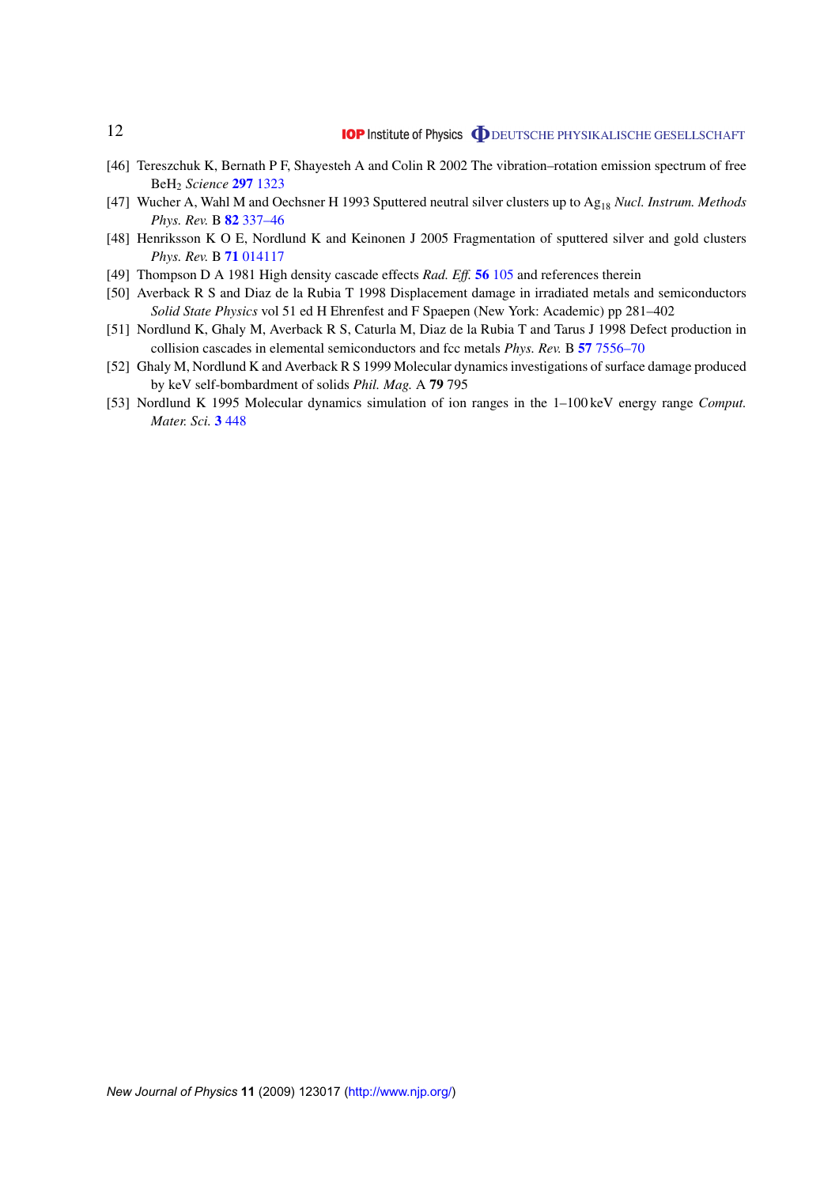[46] Tereszchuk K, Bernath P F, Shayesteh A and Colin R 2002 The vibration–rotation emission spectrum of free $BeH_2$ *Science* **297** 1323

[47] Wucher A, Wahl M and Oechsner H 1993 Sputtered neutral silver clusters up to $Ag_{18}$ *Nucl. Instrum. Methods Phys. Rev.* B **82** 337–46

[48] Henriksson K O E, Nordlund K and Keinonen J 2005 Fragmentation of sputtered silver and gold clusters *Phys. Rev.* B **71** 014117

[49] Thompson D A 1981 High density cascade effects *Rad. Eff.* **56** 105 and references therein

[50] Averback R S and Diaz de la Rubia T 1998 Displacement damage in irradiated metals and semiconductors *Solid State Physics* vol 51 ed H Ehrenfest and F Spaepen (New York: Academic) pp 281–402

[51] Nordlund K, Ghaly M, Averback R S, Caturla M, Diaz de la Rubia T and Tarus J 1998 Defect production in collision cascades in elemental semiconductors and fcc metals *Phys. Rev.* B **57** 7556–70

[52] Ghaly M, Nordlund K and Averback R S 1999 Molecular dynamics investigations of surface damage produced by keV self-bombardment of solids *Phil. Mag.* A **79** 795

[53] Nordlund K 1995 Molecular dynamics simulation of ion ranges in the 1–100 keV energy range *Comput. Mater. Sci.* **3** 448